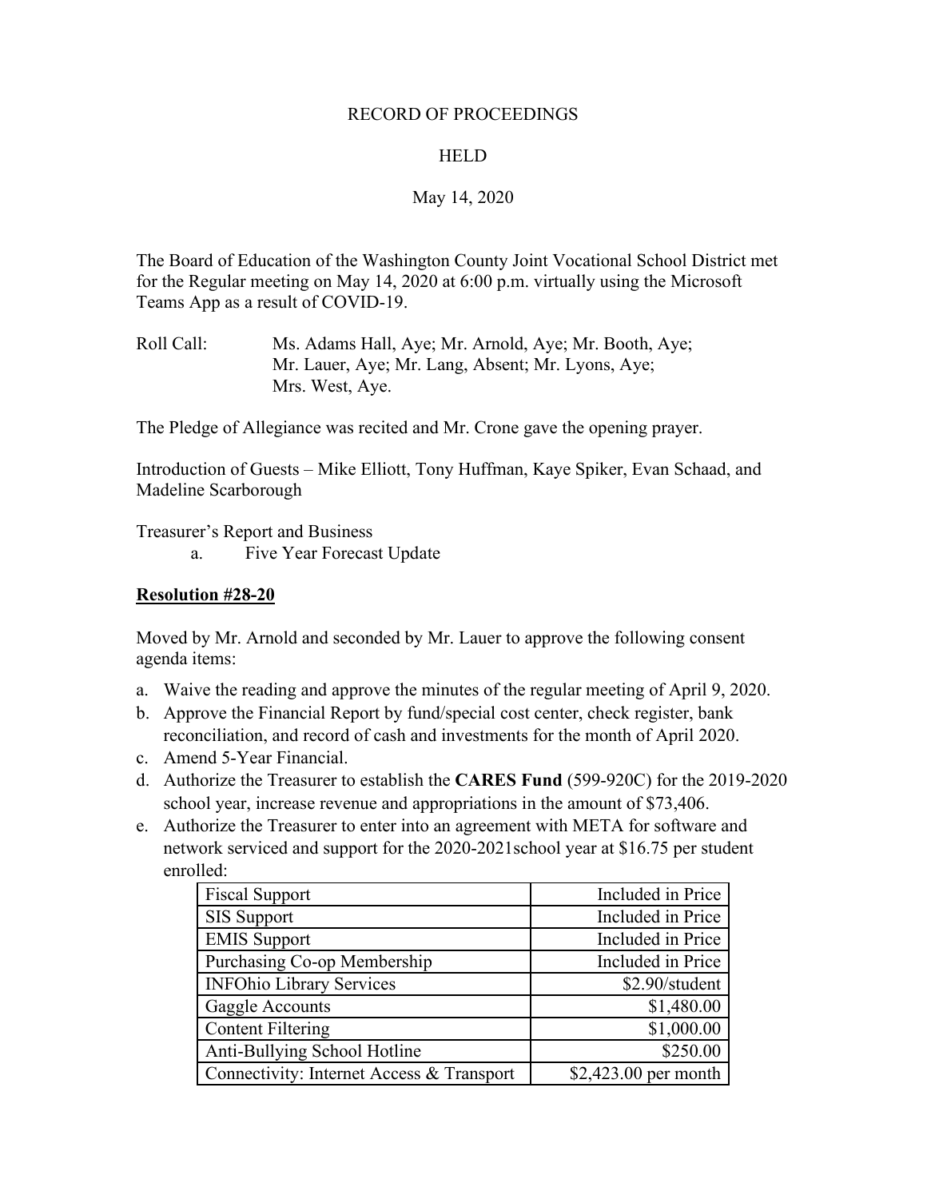RECORD OF PROCEEDINGS

HELD

May 14, 2020

The Board of Education of the Washington County Joint Vocational School District met for the Regular meeting on May 14, 2020 at 6:00 p.m. virtually using the Microsoft Teams App as a result of COVID-19.

Roll Call: Ms. Adams Hall, Aye; Mr. Arnold, Aye; Mr. Booth, Aye; Mr. Lauer, Aye; Mr. Lang, Absent; Mr. Lyons, Aye; Mrs. West, Aye.

The Pledge of Allegiance was recited and Mr. Crone gave the opening prayer.

Introduction of Guests – Mike Elliott, Tony Huffman, Kaye Spiker, Evan Schaad, and Madeline Scarborough

Treasurer's Report and Business

a. Five Year Forecast Update

**Resolution #28-20**

Moved by Mr. Arnold and seconded by Mr. Lauer to approve the following consent agenda items:

a. Waive the reading and approve the minutes of the regular meeting of April 9, 2020.
b. Approve the Financial Report by fund/special cost center, check register, bank reconciliation, and record of cash and investments for the month of April 2020.
c. Amend 5-Year Financial.
d. Authorize the Treasurer to establish the **CARES Fund** (599-920C) for the 2019-2020 school year, increase revenue and appropriations in the amount of $73,406.
e. Authorize the Treasurer to enter into an agreement with META for software and network serviced and support for the 2020-2021school year at $16.75 per student enrolled:

| Fiscal Support | Included in Price |
|---|---|
| SIS Support | Included in Price |
| EMIS Support | Included in Price |
| Purchasing Co-op Membership | Included in Price |
| INFOhio Library Services | $2.90/student |
| Gaggle Accounts | $1,480.00 |
| Content Filtering | $1,000.00 |
| Anti-Bullying School Hotline | $250.00 |
| Connectivity: Internet Access & Transport | $2,423.00 per month |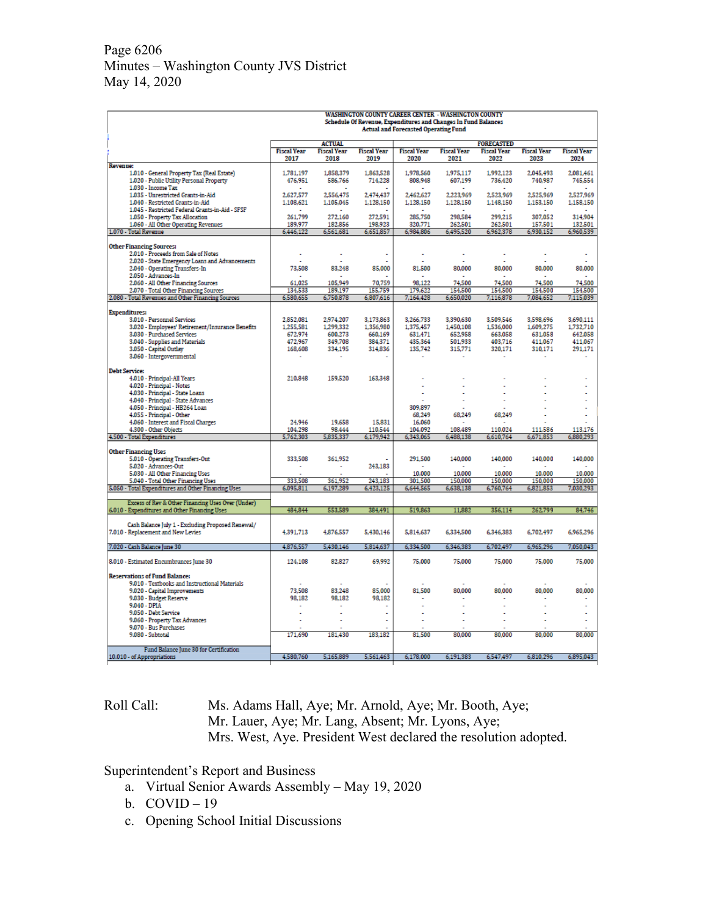**WASHINGTON COUNTY CAREER CENTER - WASHINGTON COUNTY**
**Schedule Of Revenue, Expenditures and Changes In Fund Balances**
**Actual and Forecasted Operating Fund**

| | ACTUAL | | | FORECASTED | | | | |
|---|---|---|---|---|---|---|---|---|
| | Fiscal Year 2017 | Fiscal Year 2018 | Fiscal Year 2019 | Fiscal Year 2020 | Fiscal Year 2021 | Fiscal Year 2022 | Fiscal Year 2023 | Fiscal Year 2024 |
| **Revenue:** | | | | | | | | |
| 1.010 - General Property Tax (Real Estate) | 1,781,197 | 1,858,379 | 1,863,528 | 1,978,560 | 1,975,117 | 1,992,123 | 2,045,493 | 2,081,461 |
| 1.020 - Public Utility Personal Property | 476,951 | 586,766 | 714,228 | 808,948 | 607,199 | 736,420 | 740,987 | 745,554 |
| 1.030 - Income Tax | - | - | - | - | - | - | - | - |
| 1.035 - Unrestricted Grants-in-Aid | 2,627,577 | 2,556,475 | 2,474,437 | 2,462,627 | 2,223,969 | 2,523,969 | 2,525,969 | 2,527,969 |
| 1.040 - Restricted Grants-in-Aid | 1,108,621 | 1,105,045 | 1,128,150 | 1,128,150 | 1,128,150 | 1,148,150 | 1,153,150 | 1,158,150 |
| 1.045 - Restricted Federal Grants-in-Aid - SFSF | - | - | - | - | - | - | - | - |
| 1.050 - Property Tax Allocation | 261,799 | 272,160 | 272,591 | 285,750 | 298,584 | 299,215 | 307,052 | 314,904 |
| 1.060 - All Other Operating Revenues | 189,977 | 182,856 | 198,923 | 320,771 | 262,501 | 262,501 | 157,501 | 132,501 |
| 1.070 - Total Revenue | 6,446,122 | 6,561,681 | 6,651,857 | 6,984,806 | 6,495,520 | 6,962,378 | 6,930,152 | 6,960,539 |
| **Other Financing Sources:** | | | | | | | | |
| 2.010 - Proceeds from Sale of Notes | - | - | - | - | - | - | - | - |
| 2.020 - State Emergency Loans and Advancements | - | - | - | - | - | - | - | - |
| 2.040 - Operating Transfers-In | 73,508 | 83,248 | 85,000 | 81,500 | 80,000 | 80,000 | 80,000 | 80,000 |
| 2.050 - Advances-In | - | - | - | - | - | - | - | - |
| 2.060 - All Other Financing Sources | 61,025 | 105,949 | 70,759 | 98,122 | 74,500 | 74,500 | 74,500 | 74,500 |
| 2.070 - Total Other Financing Sources | 134,533 | 189,197 | 155,759 | 179,622 | 154,500 | 154,500 | 154,500 | 154,500 |
| 2.080 - Total Revenues and Other Financing Sources | 6,580,655 | 6,750,878 | 6,807,616 | 7,164,428 | 6,650,020 | 7,116,878 | 7,084,652 | 7,115,039 |
| **Expenditures:** | | | | | | | | |
| 3.010 - Personnel Services | 2,852,081 | 2,974,207 | 3,173,863 | 3,266,733 | 3,390,630 | 3,509,546 | 3,598,696 | 3,690,111 |
| 3.020 - Employees' Retirement/Insurance Benefits | 1,255,581 | 1,299,332 | 1,356,980 | 1,375,457 | 1,450,108 | 1,536,000 | 1,609,275 | 1,732,710 |
| 3.030 - Purchased Services | 672,974 | 600,273 | 660,169 | 631,471 | 652,958 | 663,058 | 631,058 | 642,058 |
| 3.040 - Supplies and Materials | 472,967 | 349,708 | 384,371 | 435,364 | 501,933 | 403,716 | 411,067 | 411,067 |
| 3.050 - Capital Outlay | 168,608 | 334,195 | 314,836 | 135,742 | 315,771 | 320,171 | 310,171 | 291,171 |
| 3.060 - Intergovernmental | - | - | - | - | - | - | - | - |
| **Debt Service:** | | | | | | | | |
| 4.010 - Principal-All Years | 210,848 | 159,520 | 163,348 | - | - | - | - | - |
| 4.020 - Principal - Notes | | | | - | - | - | - | - |
| 4.030 - Principal - State Loans | | | | - | - | - | - | - |
| 4.040 - Principal - State Advances | | | | - | - | - | - | - |
| 4.050 - Principal - HB264 Loan | | | | 309,897 | - | - | - | - |
| 4.055 - Principal - Other | | | | 68,249 | 68,249 | 68,249 | - | - |
| 4.060 - Interest and Fiscal Charges | 24,946 | 19,658 | 15,831 | 16,060 | - | - | - | - |
| 4.300 - Other Objects | 104,298 | 98,444 | 110,544 | 104,092 | 108,489 | 110,024 | 111,586 | 113,176 |
| 4.500 - Total Expenditures | 5,762,303 | 5,835,337 | 6,179,942 | 6,343,065 | 6,488,138 | 6,610,764 | 6,671,853 | 6,880,293 |
| **Other Financing Uses** | | | | | | | | |
| 5.010 - Operating Transfers-Out | 333,508 | 361,952 | - | 291,500 | 140,000 | 140,000 | 140,000 | 140,000 |
| 5.020 - Advances-Out | - | - | 243,183 | - | - | - | - | - |
| 5.030 - All Other Financing Uses | - | - | - | 10,000 | 10,000 | 10,000 | 10,000 | 10,000 |
| 5.040 - Total Other Financing Uses | 333,508 | 361,952 | 243,183 | 301,500 | 150,000 | 150,000 | 150,000 | 150,000 |
| 5.050 - Total Expenditures and Other Financing Uses | 6,095,811 | 6,197,289 | 6,423,125 | 6,644,565 | 6,638,138 | 6,760,764 | 6,821,853 | 7,030,293 |
| Excess of Rev & Other Financing Uses Over (Under) 6.010 - Expenditures and Other Financing Uses | 484,844 | 553,589 | 384,491 | 519,863 | 11,882 | 356,114 | 262,799 | 84,746 |
| Cash Balance July 1 - Excluding Proposed Renewal/ 7.010 - Replacement and New Levies | 4,391,713 | 4,876,557 | 5,430,146 | 5,814,637 | 6,334,500 | 6,346,383 | 6,702,497 | 6,965,296 |
| 7.020 - Cash Balance June 30 | 4,876,557 | 5,430,146 | 5,814,637 | 6,334,500 | 6,346,383 | 6,702,497 | 6,965,296 | 7,050,043 |
| 8.010 - Estimated Encumbrances June 30 | 124,108 | 82,827 | 69,992 | 75,000 | 75,000 | 75,000 | 75,000 | 75,000 |
| **Reservations of Fund Balance:** | | | | | | | | |
| 9.010 - Textbooks and Instructional Materials | - | - | - | - | - | - | - | - |
| 9.020 - Capital Improvements | 73,508 | 83,248 | 85,000 | 81,500 | 80,000 | 80,000 | 80,000 | 80,000 |
| 9.030 - Budget Reserve | 98,182 | 98,182 | 98,182 | - | - | - | - | - |
| 9.040 - DPIA | - | - | - | - | - | - | - | - |
| 9.050 - Debt Service | - | - | - | - | - | - | - | - |
| 9.060 - Property Tax Advances | - | - | - | - | - | - | - | - |
| 9.070 - Bus Purchases | - | - | - | - | - | - | - | - |
| 9.080 - Subtotal | 171,690 | 181,430 | 183,182 | 81,500 | 80,000 | 80,000 | 80,000 | 80,000 |
| Fund Balance June 30 for Certification 10.010 - of Appropriations | 4,580,760 | 5,165,889 | 5,561,463 | 6,178,000 | 6,191,383 | 6,547,497 | 6,810,296 | 6,895,043 |

Roll Call: Ms. Adams Hall, Aye; Mr. Arnold, Aye; Mr. Booth, Aye; Mr. Lauer, Aye; Mr. Lang, Absent; Mr. Lyons, Aye; Mrs. West, Aye. President West declared the resolution adopted.

Superintendent's Report and Business

a. Virtual Senior Awards Assembly – May 19, 2020
b. COVID – 19
c. Opening School Initial Discussions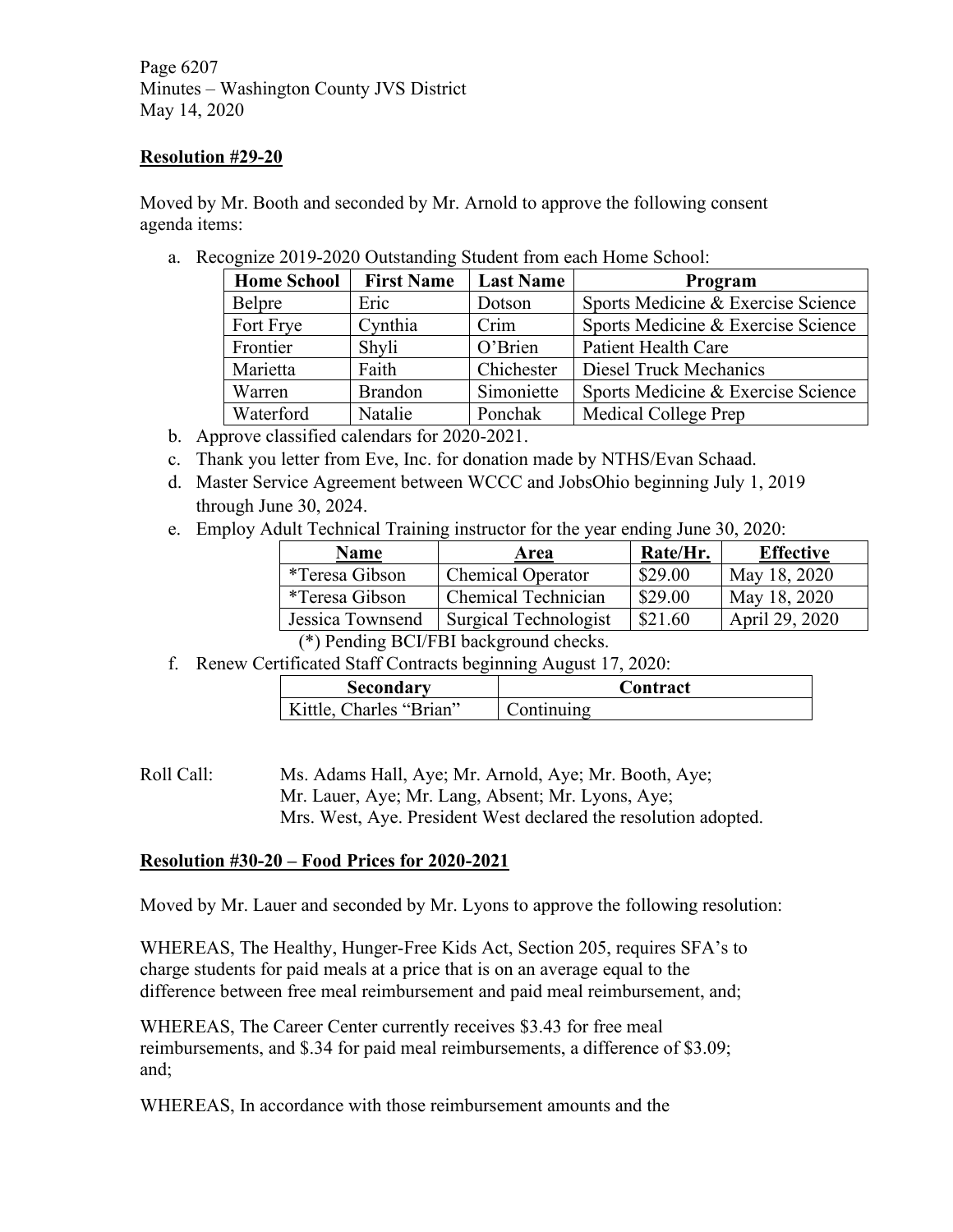**Resolution #29-20**

Moved by Mr. Booth and seconded by Mr. Arnold to approve the following consent agenda items:

a. Recognize 2019-2020 Outstanding Student from each Home School:

| Home School | First Name | Last Name | Program |
|---|---|---|---|
| Belpre | Eric | Dotson | Sports Medicine & Exercise Science |
| Fort Frye | Cynthia | Crim | Sports Medicine & Exercise Science |
| Frontier | Shyli | O'Brien | Patient Health Care |
| Marietta | Faith | Chichester | Diesel Truck Mechanics |
| Warren | Brandon | Simoniette | Sports Medicine & Exercise Science |
| Waterford | Natalie | Ponchak | Medical College Prep |

b. Approve classified calendars for 2020-2021.

c. Thank you letter from Eve, Inc. for donation made by NTHS/Evan Schaad.

d. Master Service Agreement between WCCC and JobsOhio beginning July 1, 2019 through June 30, 2024.

e. Employ Adult Technical Training instructor for the year ending June 30, 2020:

| Name | Area | Rate/Hr. | Effective |
|---|---|---|---|
| *Teresa Gibson | Chemical Operator | $29.00 | May 18, 2020 |
| *Teresa Gibson | Chemical Technician | $29.00 | May 18, 2020 |
| Jessica Townsend | Surgical Technologist | $21.60 | April 29, 2020 |

(*) Pending BCI/FBI background checks.

f. Renew Certificated Staff Contracts beginning August 17, 2020:

| Secondary | Contract |
|---|---|
| Kittle, Charles "Brian" | Continuing |

Roll Call: Ms. Adams Hall, Aye; Mr. Arnold, Aye; Mr. Booth, Aye; Mr. Lauer, Aye; Mr. Lang, Absent; Mr. Lyons, Aye; Mrs. West, Aye. President West declared the resolution adopted.

**Resolution #30-20 – Food Prices for 2020-2021**

Moved by Mr. Lauer and seconded by Mr. Lyons to approve the following resolution:

WHEREAS, The Healthy, Hunger-Free Kids Act, Section 205, requires SFA's to charge students for paid meals at a price that is on an average equal to the difference between free meal reimbursement and paid meal reimbursement, and;

WHEREAS, The Career Center currently receives $3.43 for free meal reimbursements, and $.34 for paid meal reimbursements, a difference of $3.09; and;

WHEREAS, In accordance with those reimbursement amounts and the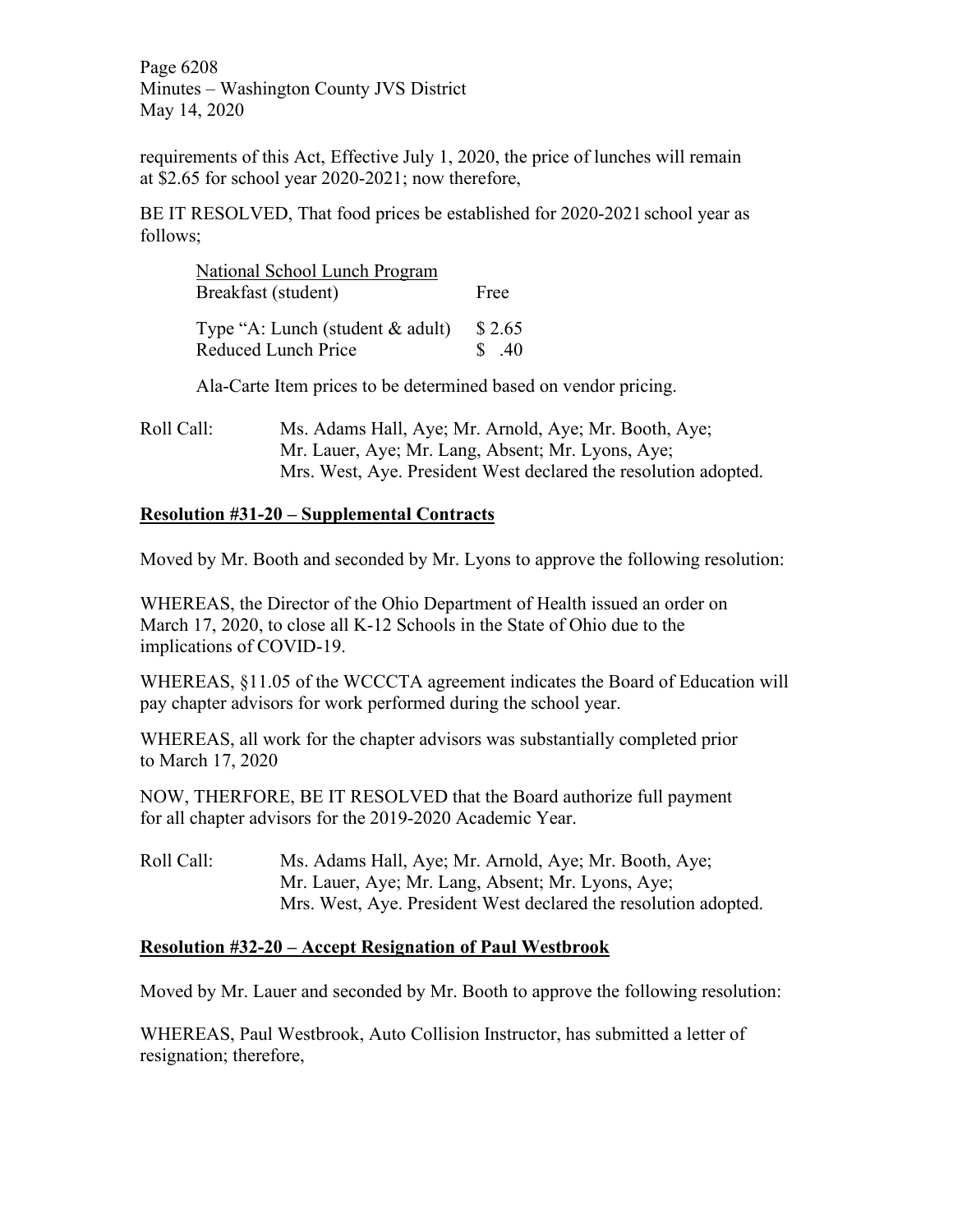requirements of this Act, Effective July 1, 2020, the price of lunches will remain at $2.65 for school year 2020-2021; now therefore,

BE IT RESOLVED, That food prices be established for 2020-2021 school year as follows;

| <u>National School Lunch Program</u> | |
|---|---|
| Breakfast (student) | Free |
| Type "A: Lunch (student & adult) | $ 2.65 |
| Reduced Lunch Price | $ .40 |

Ala-Carte Item prices to be determined based on vendor pricing.

Roll Call: Ms. Adams Hall, Aye; Mr. Arnold, Aye; Mr. Booth, Aye; Mr. Lauer, Aye; Mr. Lang, Absent; Mr. Lyons, Aye; Mrs. West, Aye. President West declared the resolution adopted.

**<u>Resolution #31-20 – Supplemental Contracts</u>**

Moved by Mr. Booth and seconded by Mr. Lyons to approve the following resolution:

WHEREAS, the Director of the Ohio Department of Health issued an order on March 17, 2020, to close all K-12 Schools in the State of Ohio due to the implications of COVID-19.

WHEREAS, §11.05 of the WCCCTA agreement indicates the Board of Education will pay chapter advisors for work performed during the school year.

WHEREAS, all work for the chapter advisors was substantially completed prior to March 17, 2020

NOW, THERFORE, BE IT RESOLVED that the Board authorize full payment for all chapter advisors for the 2019-2020 Academic Year.

Roll Call: Ms. Adams Hall, Aye; Mr. Arnold, Aye; Mr. Booth, Aye; Mr. Lauer, Aye; Mr. Lang, Absent; Mr. Lyons, Aye; Mrs. West, Aye. President West declared the resolution adopted.

**<u>Resolution #32-20 – Accept Resignation of Paul Westbrook</u>**

Moved by Mr. Lauer and seconded by Mr. Booth to approve the following resolution:

WHEREAS, Paul Westbrook, Auto Collision Instructor, has submitted a letter of resignation; therefore,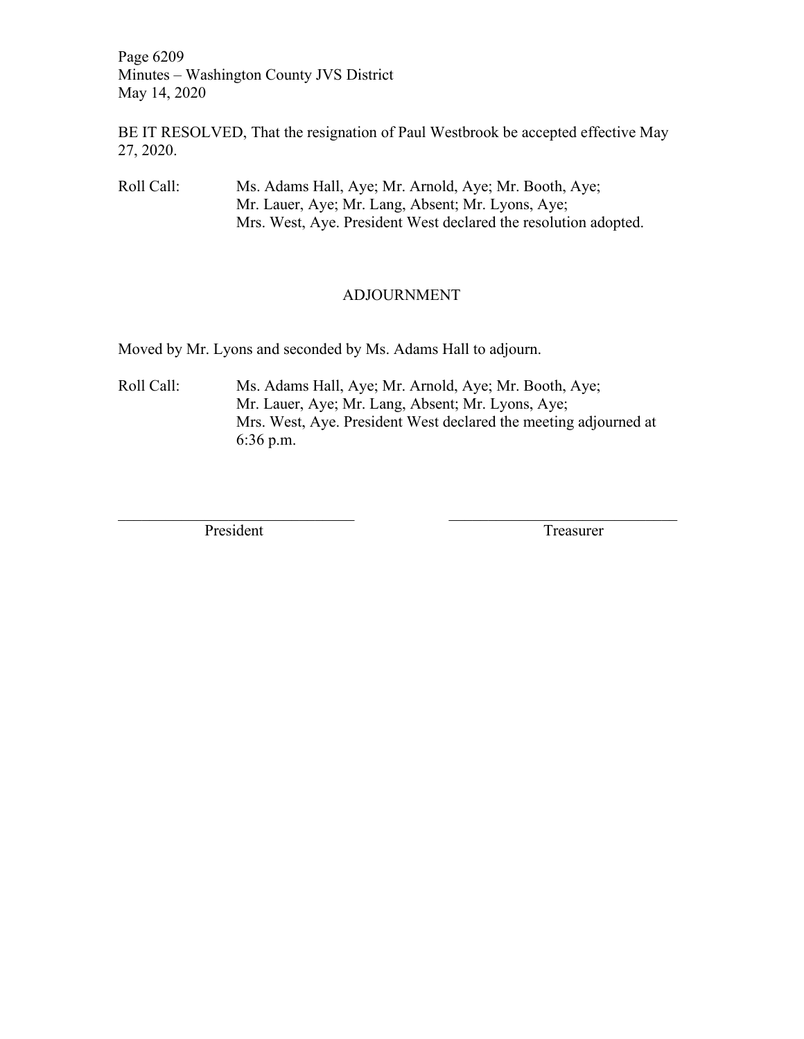BE IT RESOLVED, That the resignation of Paul Westbrook be accepted effective May 27, 2020.

Roll Call: Ms. Adams Hall, Aye; Mr. Arnold, Aye; Mr. Booth, Aye; Mr. Lauer, Aye; Mr. Lang, Absent; Mr. Lyons, Aye; Mrs. West, Aye. President West declared the resolution adopted.

## ADJOURNMENT

Moved by Mr. Lyons and seconded by Ms. Adams Hall to adjourn.

Roll Call: Ms. Adams Hall, Aye; Mr. Arnold, Aye; Mr. Booth, Aye; Mr. Lauer, Aye; Mr. Lang, Absent; Mr. Lyons, Aye; Mrs. West, Aye. President West declared the meeting adjourned at 6:36 p.m.

_______________________________ President

_______________________________ Treasurer